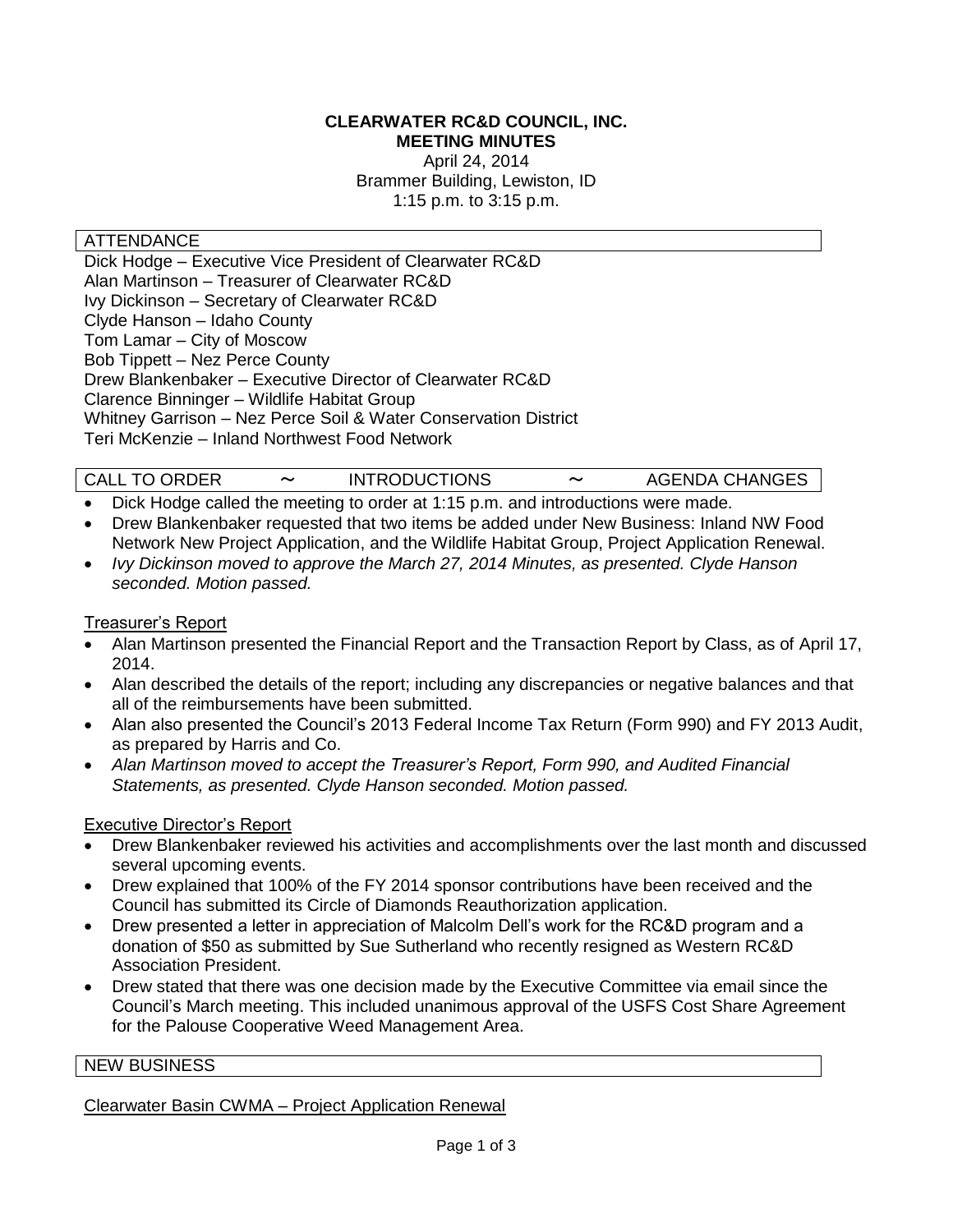# CLEARWATER RC&D COUNCIL, INC.
## MEETING MINUTES

April 24, 2014
Brammer Building, Lewiston, ID
1:15 p.m. to 3:15 p.m.

### ATTENDANCE

Dick Hodge – Executive Vice President of Clearwater RC&D
Alan Martinson – Treasurer of Clearwater RC&D
Ivy Dickinson – Secretary of Clearwater RC&D
Clyde Hanson – Idaho County
Tom Lamar – City of Moscow
Bob Tippett – Nez Perce County
Drew Blankenbaker – Executive Director of Clearwater RC&D
Clarence Binninger – Wildlife Habitat Group
Whitney Garrison – Nez Perce Soil & Water Conservation District
Teri McKenzie – Inland Northwest Food Network

### CALL TO ORDER ~ INTRODUCTIONS ~ AGENDA CHANGES

- Dick Hodge called the meeting to order at 1:15 p.m. and introductions were made.
- Drew Blankenbaker requested that two items be added under New Business: Inland NW Food Network New Project Application, and the Wildlife Habitat Group, Project Application Renewal.
- *Ivy Dickinson moved to approve the March 27, 2014 Minutes, as presented. Clyde Hanson seconded. Motion passed.*

#### Treasurer's Report

- Alan Martinson presented the Financial Report and the Transaction Report by Class, as of April 17, 2014.
- Alan described the details of the report; including any discrepancies or negative balances and that all of the reimbursements have been submitted.
- Alan also presented the Council's 2013 Federal Income Tax Return (Form 990) and FY 2013 Audit, as prepared by Harris and Co.
- *Alan Martinson moved to accept the Treasurer's Report, Form 990, and Audited Financial Statements, as presented. Clyde Hanson seconded. Motion passed.*

#### Executive Director's Report

- Drew Blankenbaker reviewed his activities and accomplishments over the last month and discussed several upcoming events.
- Drew explained that 100% of the FY 2014 sponsor contributions have been received and the Council has submitted its Circle of Diamonds Reauthorization application.
- Drew presented a letter in appreciation of Malcolm Dell's work for the RC&D program and a donation of $50 as submitted by Sue Sutherland who recently resigned as Western RC&D Association President.
- Drew stated that there was one decision made by the Executive Committee via email since the Council's March meeting. This included unanimous approval of the USFS Cost Share Agreement for the Palouse Cooperative Weed Management Area.

### NEW BUSINESS

#### Clearwater Basin CWMA – Project Application Renewal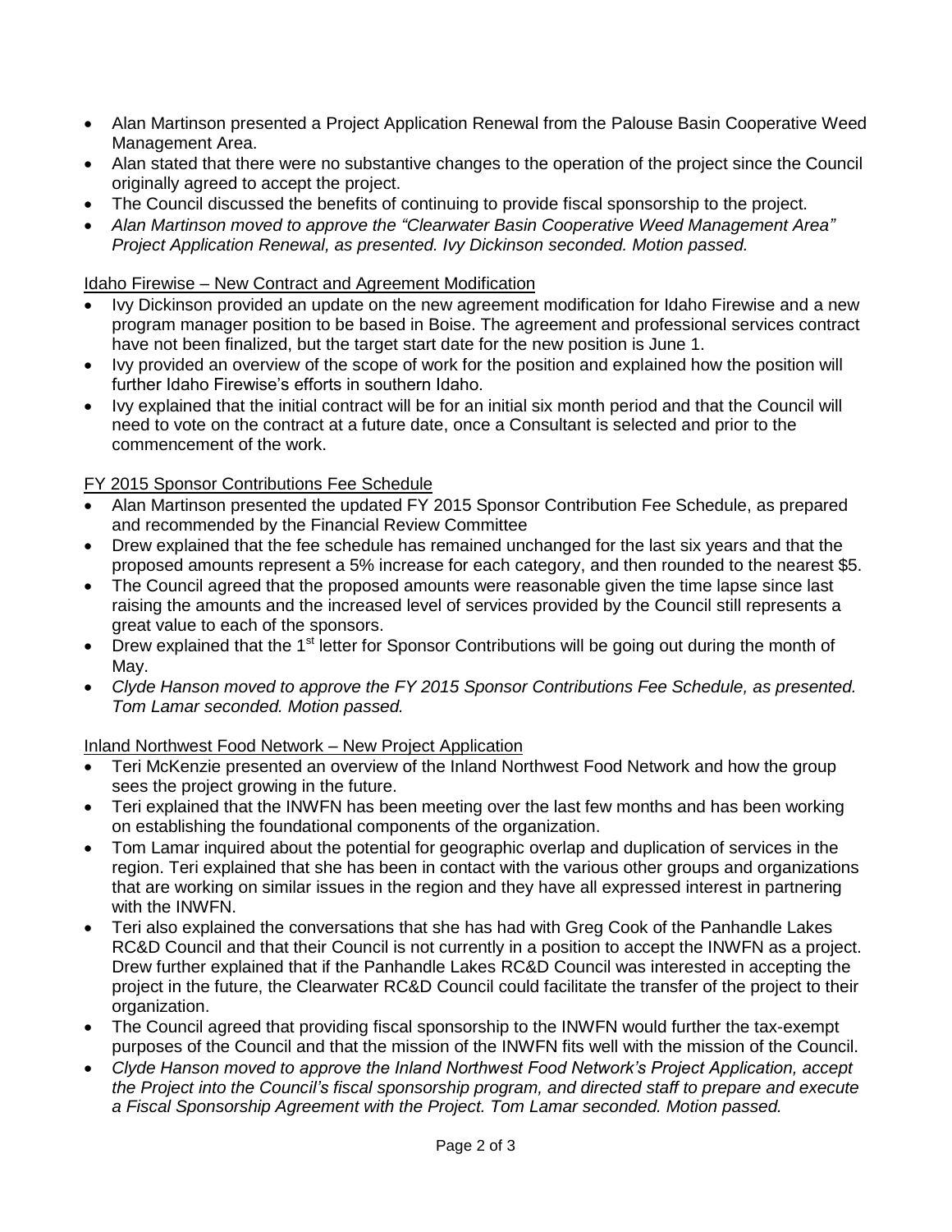- Alan Martinson presented a Project Application Renewal from the Palouse Basin Cooperative Weed Management Area.
- Alan stated that there were no substantive changes to the operation of the project since the Council originally agreed to accept the project.
- The Council discussed the benefits of continuing to provide fiscal sponsorship to the project.
- *Alan Martinson moved to approve the "Clearwater Basin Cooperative Weed Management Area" Project Application Renewal, as presented. Ivy Dickinson seconded. Motion passed.*

<u>Idaho Firewise – New Contract and Agreement Modification</u>

- Ivy Dickinson provided an update on the new agreement modification for Idaho Firewise and a new program manager position to be based in Boise. The agreement and professional services contract have not been finalized, but the target start date for the new position is June 1.
- Ivy provided an overview of the scope of work for the position and explained how the position will further Idaho Firewise's efforts in southern Idaho.
- Ivy explained that the initial contract will be for an initial six month period and that the Council will need to vote on the contract at a future date, once a Consultant is selected and prior to the commencement of the work.

<u>FY 2015 Sponsor Contributions Fee Schedule</u>

- Alan Martinson presented the updated FY 2015 Sponsor Contribution Fee Schedule, as prepared and recommended by the Financial Review Committee
- Drew explained that the fee schedule has remained unchanged for the last six years and that the proposed amounts represent a 5% increase for each category, and then rounded to the nearest $5.
- The Council agreed that the proposed amounts were reasonable given the time lapse since last raising the amounts and the increased level of services provided by the Council still represents a great value to each of the sponsors.
- Drew explained that the 1st letter for Sponsor Contributions will be going out during the month of May.
- *Clyde Hanson moved to approve the FY 2015 Sponsor Contributions Fee Schedule, as presented. Tom Lamar seconded. Motion passed.*

<u>Inland Northwest Food Network – New Project Application</u>

- Teri McKenzie presented an overview of the Inland Northwest Food Network and how the group sees the project growing in the future.
- Teri explained that the INWFN has been meeting over the last few months and has been working on establishing the foundational components of the organization.
- Tom Lamar inquired about the potential for geographic overlap and duplication of services in the region. Teri explained that she has been in contact with the various other groups and organizations that are working on similar issues in the region and they have all expressed interest in partnering with the INWFN.
- Teri also explained the conversations that she has had with Greg Cook of the Panhandle Lakes RC&D Council and that their Council is not currently in a position to accept the INWFN as a project. Drew further explained that if the Panhandle Lakes RC&D Council was interested in accepting the project in the future, the Clearwater RC&D Council could facilitate the transfer of the project to their organization.
- The Council agreed that providing fiscal sponsorship to the INWFN would further the tax-exempt purposes of the Council and that the mission of the INWFN fits well with the mission of the Council.
- *Clyde Hanson moved to approve the Inland Northwest Food Network's Project Application, accept the Project into the Council's fiscal sponsorship program, and directed staff to prepare and execute a Fiscal Sponsorship Agreement with the Project. Tom Lamar seconded. Motion passed.*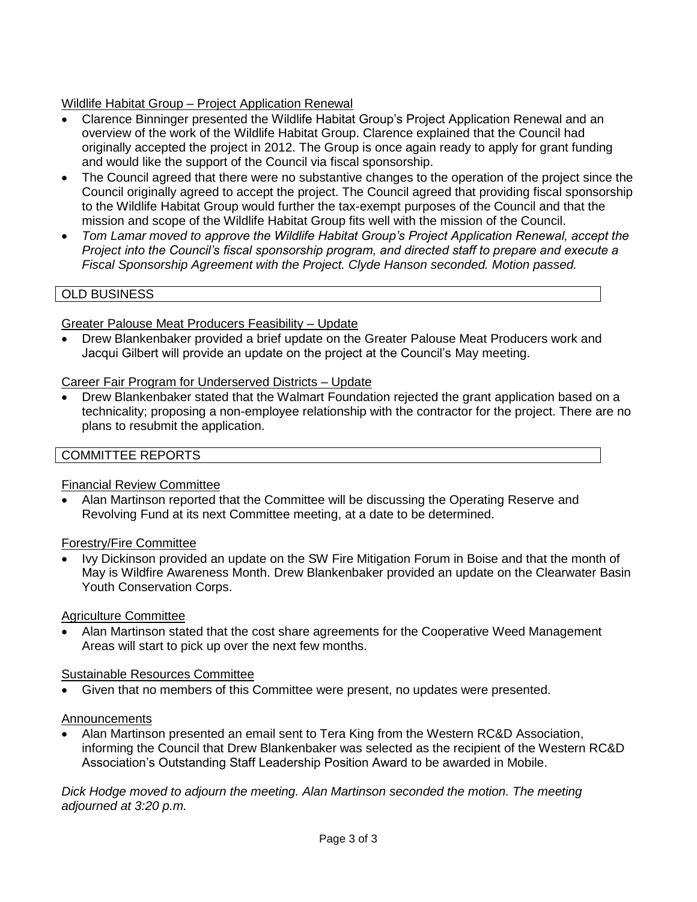Wildlife Habitat Group – Project Application Renewal

- Clarence Binninger presented the Wildlife Habitat Group's Project Application Renewal and an overview of the work of the Wildlife Habitat Group. Clarence explained that the Council had originally accepted the project in 2012. The Group is once again ready to apply for grant funding and would like the support of the Council via fiscal sponsorship.
- The Council agreed that there were no substantive changes to the operation of the project since the Council originally agreed to accept the project. The Council agreed that providing fiscal sponsorship to the Wildlife Habitat Group would further the tax-exempt purposes of the Council and that the mission and scope of the Wildlife Habitat Group fits well with the mission of the Council.
- *Tom Lamar moved to approve the Wildlife Habitat Group's Project Application Renewal, accept the Project into the Council's fiscal sponsorship program, and directed staff to prepare and execute a Fiscal Sponsorship Agreement with the Project. Clyde Hanson seconded. Motion passed.*

## OLD BUSINESS

Greater Palouse Meat Producers Feasibility – Update

- Drew Blankenbaker provided a brief update on the Greater Palouse Meat Producers work and Jacqui Gilbert will provide an update on the project at the Council's May meeting.

Career Fair Program for Underserved Districts – Update

- Drew Blankenbaker stated that the Walmart Foundation rejected the grant application based on a technicality; proposing a non-employee relationship with the contractor for the project. There are no plans to resubmit the application.

## COMMITTEE REPORTS

Financial Review Committee

- Alan Martinson reported that the Committee will be discussing the Operating Reserve and Revolving Fund at its next Committee meeting, at a date to be determined.

Forestry/Fire Committee

- Ivy Dickinson provided an update on the SW Fire Mitigation Forum in Boise and that the month of May is Wildfire Awareness Month. Drew Blankenbaker provided an update on the Clearwater Basin Youth Conservation Corps.

Agriculture Committee

- Alan Martinson stated that the cost share agreements for the Cooperative Weed Management Areas will start to pick up over the next few months.

Sustainable Resources Committee

- Given that no members of this Committee were present, no updates were presented.

Announcements

- Alan Martinson presented an email sent to Tera King from the Western RC&D Association, informing the Council that Drew Blankenbaker was selected as the recipient of the Western RC&D Association's Outstanding Staff Leadership Position Award to be awarded in Mobile.

*Dick Hodge moved to adjourn the meeting. Alan Martinson seconded the motion. The meeting adjourned at 3:20 p.m.*